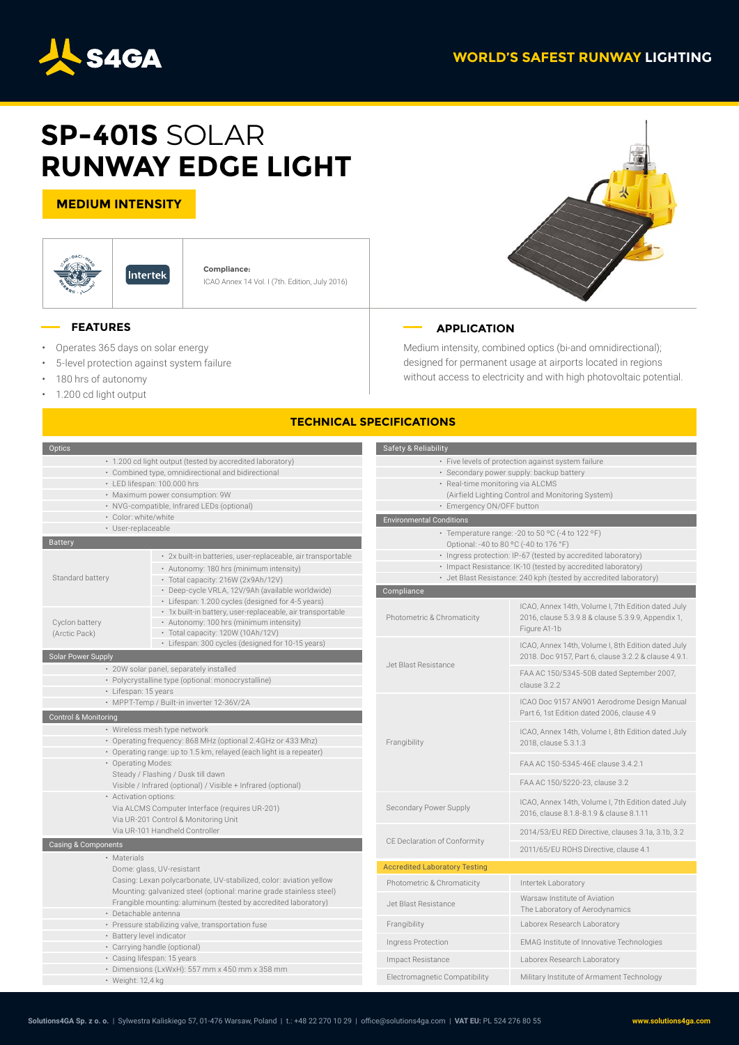S4GA

WORLD'S SAFEST RUNWAY LIGHTING

# SP-401S SOLAR RUNWAY EDGE LIGHT

**MEDIUM INTENSITY**

Intertek

**Compliance:**
ICAO Annex 14 Vol. I (7th. Edition, July 2016)

## FEATURES

- Operates 365 days on solar energy
- 5-level protection against system failure
- 180 hrs of autonomy
- 1.200 cd light output

## APPLICATION

Medium intensity, combined optics (bi-and omnidirectional); designed for permanent usage at airports located in regions without access to electricity and with high photovoltaic potential.

## TECHNICAL SPECIFICATIONS

### Optics

- 1.200 cd light output (tested by accredited laboratory)
- Combined type, omnidirectional and bidirectional
- LED lifespan: 100.000 hrs
- Maximum power consumption: 9W
- NVG-compatible, Infrared LEDs (optional)
- Color: white/white
- User-replaceable

### Battery

| Battery | Details |
|---|---|
| Standard battery | • 2x built-in batteries, user-replaceable, air transportable<br>• Autonomy: 180 hrs (minimum intensity)<br>• Total capacity: 216W (2x9Ah/12V)<br>• Deep-cycle VRLA, 12V/9Ah (available worldwide)<br>• Lifespan: 1.200 cycles (designed for 4-5 years) |
| Cyclon battery (Arctic Pack) | • 1x built-in battery, user-replaceable, air transportable<br>• Autonomy: 100 hrs (minimum intensity)<br>• Total capacity: 120W (10Ah/12V)<br>• Lifespan: 300 cycles (designed for 10-15 years) |

### Solar Power Supply

- 20W solar panel, separately installed
- Polycrystalline type (optional: monocrystalline)
- Lifespan: 15 years
- MPPT-Temp / Built-in inverter 12-36V/2A

### Control & Monitoring

- Wireless mesh type network
- Operating frequency: 868 MHz (optional 2.4GHz or 433 Mhz)
- Operating range: up to 1.5 km, relayed (each light is a repeater)
- Operating Modes:
  Steady / Flashing / Dusk till dawn
  Visible / Infrared (optional) / Visible + Infrared (optional)
- Activation options:
  Via ALCMS Computer Interface (requires UR-201)
  Via UR-201 Control & Monitoring Unit
  Via UR-101 Handheld Controller

### Casing & Components

- Materials
  Dome: glass, UV-resistant
  Casing: Lexan polycarbonate, UV-stabilized, color: aviation yellow
  Mounting: galvanized steel (optional: marine grade stainless steel)
  Frangible mounting: aluminum (tested by accredited laboratory)
- Detachable antenna
- Pressure stabilizing valve, transportation fuse
- Battery level indicator
- Carrying handle (optional)
- Casing lifespan: 15 years
- Dimensions (LxWxH): 557 mm x 450 mm x 358 mm
- Weight: 12,4 kg

### Safety & Reliability

- Five levels of protection against system failure
- Secondary power supply: backup battery
- Real-time monitoring via ALCMS
  (Airfield Lighting Control and Monitoring System)
- Emergency ON/OFF button

### Environmental Conditions

- Temperature range: -20 to 50 °C (-4 to 122 °F)
  Optional: -40 to 80 °C (-40 to 176 °F)
- Ingress protection: IP-67 (tested by accredited laboratory)
- Impact Resistance: IK-10 (tested by accredited laboratory)
- Jet Blast Resistance: 240 kph (tested by accredited laboratory)

### Compliance

| Compliance | Reference |
|---|---|
| Photometric & Chromaticity | ICAO, Annex 14th, Volume I, 7th Edition dated July 2016, clause 5.3.9.8 & clause 5.3.9.9, Appendix 1, Figure A1-1b |
| Jet Blast Resistance | ICAO, Annex 14th, Volume I, 8th Edition dated July 2018. Doc 9157, Part 6, clause 3.2.2 & clause 4.9.1. |
| | FAA AC 150/5345-50B dated September 2007, clause 3.2.2 |
| Frangibility | ICAO Doc 9157 AN901 Aerodrome Design Manual Part 6, 1st Edition dated 2006, clause 4.9 |
| | ICAO, Annex 14th, Volume I, 8th Edition dated July 2018, clause 5.3.1.3 |
| | FAA AC 150-5345-46E clause 3.4.2.1 |
| | FAA AC 150/5220-23, clause 3.2 |
| Secondary Power Supply | ICAO, Annex 14th, Volume I, 7th Edition dated July 2016, clause 8.1.8-8.1.9 & clause 8.1.11 |
| CE Declaration of Conformity | 2014/53/EU RED Directive, clauses 3.1a, 3.1b, 3.2 |
| | 2011/65/EU ROHS Directive, clause 4.1 |

### Accredited Laboratory Testing

| Test | Laboratory |
|---|---|
| Photometric & Chromaticity | Intertek Laboratory |
| Jet Blast Resistance | Warsaw Institute of Aviation<br>The Laboratory of Aerodynamics |
| Frangibility | Laborex Research Laboratory |
| Ingress Protection | EMAG Institute of Innovative Technologies |
| Impact Resistance | Laborex Research Laboratory |
| Electromagnetic Compatibility | Military Institute of Armament Technology |

**Solutions4GA Sp. z o. o.** | Sylwestra Kaliskiego 57, 01-476 Warsaw, Poland | t.: +48 22 270 10 29 | office@solutions4ga.com | **VAT EU:** PL 524 276 80 55 **www.solutions4ga.com**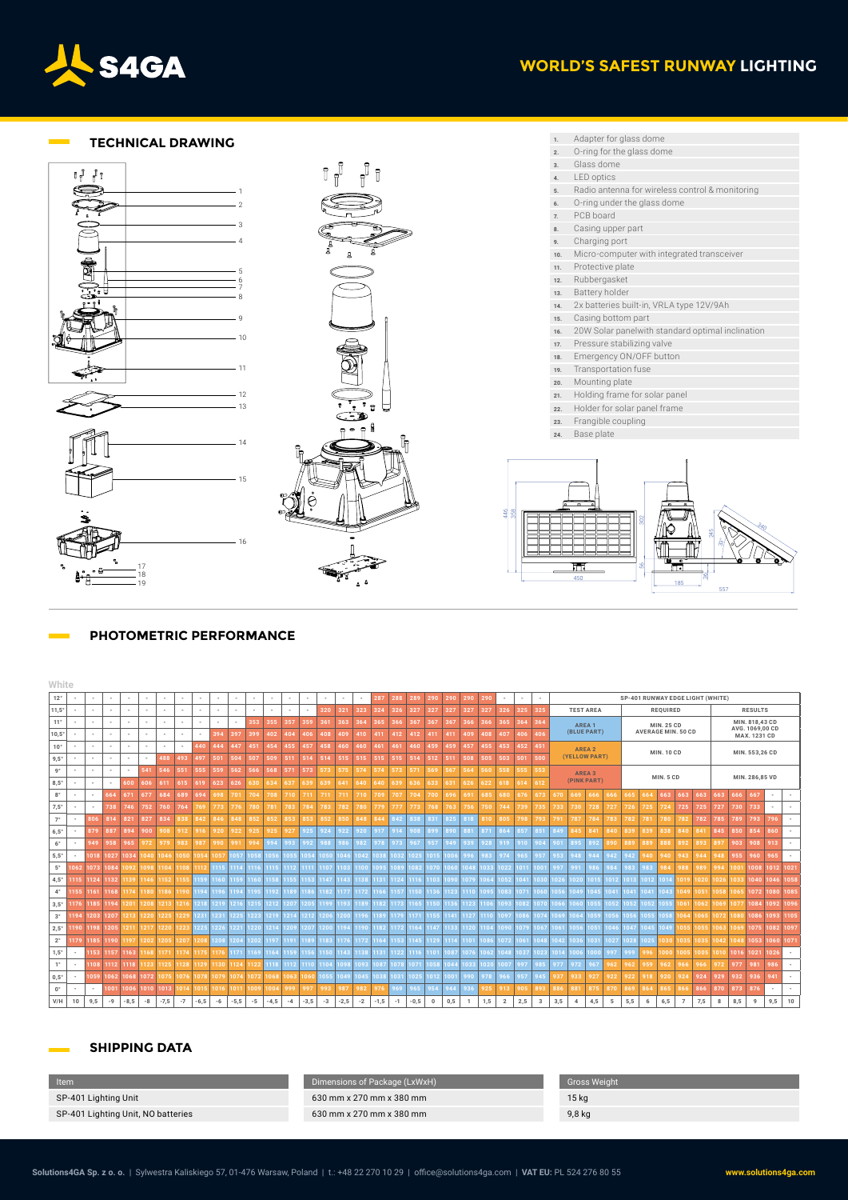## TECHNICAL DRAWING

1. Adapter for glass dome
2. O-ring for the glass dome
3. Glass dome
4. LED optics
5. Radio antenna for wireless control & monitoring
6. O-ring under the glass dome
7. PCB board
8. Casing upper part
9. Charging port
10. Micro-computer with integrated transceiver
11. Protective plate
12. Rubbergasket
13. Battery holder
14. 2x batteries built-in, VRLA type 12V/9Ah
15. Casing bottom part
16. 20W Solar panelwith standard optimal inclination
17. Pressure stabilizing valve
18. Emergency ON/OFF button
19. Transportation fuse
20. Mounting plate
21. Holding frame for solar panel
22. Holder for solar panel frame
23. Frangible coupling
24. Base plate

## PHOTOMETRIC PERFORMANCE

White

| | | | | | | | | | | | | | | | | | | | | | | | | | | | | | | | | | | | | | | | | | |
|---|---|---|---|---|---|---|---|---|---|---|---|---|---|---|---|---|---|---|---|---|---|---|---|---|---|---|---|---|---|---|---|---|---|---|---|---|---|---|---|---|---|
| 12° | - | - | - | - | - | - | - | - | - | - | - | - | - | - | - | - | - | 287 | 288 | 289 | 290 | 290 | 290 | 290 | - | - | - | | | | | | | | | | | | | | |
| 11,5° | - | - | - | - | - | - | - | - | - | - | - | - | - | - | 320 | 321 | 323 | 324 | 326 | 327 | 327 | 327 | 327 | 327 | 326 | 325 | 325 | | | | | | | | | | | | | | |
| 11° | - | - | - | - | - | - | - | - | - | - | 353 | 355 | 357 | 359 | 361 | 363 | 364 | 365 | 366 | 367 | 367 | 367 | 366 | 366 | 365 | 364 | 364 | | | | | | | | | | | | | | |
| 10,5° | - | - | - | - | - | - | - | - | 394 | 397 | 399 | 402 | 404 | 406 | 408 | 409 | 410 | 411 | 412 | 412 | 411 | 411 | 409 | 408 | 407 | 406 | 406 | | | | | | | | | | | | | | |
| 10° | - | - | - | - | - | - | - | 440 | 444 | 447 | 451 | 454 | 455 | 457 | 458 | 460 | 460 | 461 | 461 | 460 | 459 | 459 | 457 | 455 | 453 | 452 | 451 | | | | | | | | | | | | | | |
| 9,5° | - | - | - | - | - | 488 | 493 | 497 | 501 | 504 | 507 | 509 | 511 | 514 | 514 | 515 | 515 | 515 | 515 | 514 | 512 | 511 | 508 | 505 | 503 | 501 | 500 | | | | | | | | | | | | | | |
| 9° | - | - | - | - | 541 | 546 | 551 | 555 | 559 | 562 | 566 | 568 | 571 | 573 | 573 | 575 | 574 | 574 | 573 | 571 | 569 | 567 | 564 | 560 | 558 | 555 | 553 | | | | | | | | | | | | | | |
| 8,5° | - | - | - | 600 | 606 | 611 | 615 | 619 | 623 | 626 | 630 | 634 | 637 | 639 | 639 | 641 | 640 | 640 | 639 | 636 | 633 | 631 | 626 | 622 | 618 | 614 | 612 | | | | | | | | | | | | | | |
| 8° | - | - | 664 | 671 | 677 | 684 | 689 | 694 | 698 | 701 | 704 | 708 | 710 | 711 | 711 | 711 | 710 | 709 | 707 | 704 | 700 | 696 | 691 | 685 | 680 | 676 | 673 | 670 | 669 | 666 | 666 | 665 | 664 | 663 | 663 | 663 | 663 | 666 | 667 | - | - |
| 7,5° | - | - | 738 | 746 | 752 | 760 | 764 | 769 | 773 | 776 | 780 | 781 | 783 | 784 | 783 | 782 | 780 | 779 | 777 | 773 | 768 | 763 | 756 | 750 | 744 | 739 | 735 | 733 | 730 | 728 | 727 | 726 | 725 | 724 | 725 | 725 | 727 | 730 | 733 | - | - |
| 7° | - | 806 | 814 | 821 | 827 | 834 | 838 | 842 | 846 | 848 | 852 | 852 | 853 | 853 | 852 | 850 | 848 | 844 | 842 | 838 | 831 | 825 | 818 | 810 | 805 | 798 | 793 | 791 | 787 | 784 | 783 | 782 | 781 | 780 | 782 | 782 | 785 | 789 | 793 | 796 | - |
| 6,5° | - | 879 | 887 | 894 | 900 | 908 | 912 | 916 | 920 | 922 | 925 | 925 | 927 | 925 | 924 | 922 | 920 | 917 | 914 | 908 | 899 | 890 | 881 | 871 | 864 | 857 | 851 | 849 | 845 | 841 | 840 | 839 | 839 | 838 | 840 | 841 | 845 | 850 | 854 | 860 | - |
| 6° | - | 949 | 958 | 965 | 972 | 979 | 983 | 987 | 990 | 991 | 994 | 994 | 993 | 992 | 988 | 986 | 982 | 978 | 973 | 967 | 957 | 949 | 939 | 928 | 919 | 910 | 904 | 901 | 895 | 892 | 890 | 889 | 889 | 888 | 892 | 893 | 897 | 903 | 908 | 913 | - |
| 5,5° | - | 1018 | 1027 | 1034 | 1040 | 1046 | 1050 | 1054 | 1057 | 1057 | 1058 | 1056 | 1055 | 1054 | 1050 | 1046 | 1042 | 1038 | 1032 | 1025 | 1015 | 1006 | 996 | 983 | 974 | 965 | 957 | 953 | 948 | 944 | 942 | 942 | 940 | 940 | 943 | 944 | 948 | 955 | 960 | 965 | - |
| 5° | 1062 | 1073 | 1084 | 1092 | 1098 | 1104 | 1108 | 1112 | 1115 | 1114 | 1116 | 1115 | 1112 | 1111 | 1107 | 1103 | 1100 | 1095 | 1089 | 1082 | 1070 | 1060 | 1048 | 1033 | 1022 | 1011 | 1001 | 997 | 991 | 986 | 984 | 983 | 983 | 984 | 988 | 989 | 994 | 1001 | 1008 | 1012 | 1021 |
| 4,5° | 1115 | 1124 | 1132 | 1139 | 1146 | 1152 | 1155 | 1159 | 1160 | 1159 | 1160 | 1158 | 1155 | 1153 | 1147 | 1143 | 1138 | 1131 | 1124 | 1116 | 1103 | 1090 | 1079 | 1064 | 1052 | 1041 | 1030 | 1026 | 1020 | 1015 | 1012 | 1013 | 1012 | 1014 | 1019 | 1020 | 1026 | 1033 | 1040 | 1046 | 1058 |
| 4° | 1155 | 1161 | 1168 | 1174 | 1180 | 1186 | 1190 | 1194 | 1196 | 1194 | 1195 | 1192 | 1189 | 1186 | 1182 | 1177 | 1172 | 1166 | 1157 | 1150 | 1136 | 1123 | 1110 | 1095 | 1083 | 1071 | 1060 | 1056 | 1049 | 1045 | 1041 | 1041 | 1041 | 1043 | 1049 | 1051 | 1058 | 1065 | 1072 | 1080 | 1085 |
| 3,5° | 1176 | 1185 | 1194 | 1201 | 1208 | 1213 | 1216 | 1218 | 1219 | 1216 | 1215 | 1212 | 1207 | 1205 | 1199 | 1193 | 1189 | 1182 | 1173 | 1165 | 1150 | 1136 | 1123 | 1106 | 1093 | 1082 | 1070 | 1066 | 1060 | 1055 | 1052 | 1052 | 1052 | 1055 | 1061 | 1062 | 1069 | 1077 | 1084 | 1092 | 1096 |
| 3° | 1194 | 1203 | 1207 | 1213 | 1220 | 1225 | 1229 | 1231 | 1231 | 1225 | 1223 | 1219 | 1214 | 1212 | 1206 | 1200 | 1196 | 1189 | 1179 | 1171 | 1155 | 1141 | 1127 | 1110 | 1097 | 1086 | 1074 | 1069 | 1064 | 1059 | 1056 | 1056 | 1055 | 1058 | 1064 | 1065 | 1072 | 1080 | 1086 | 1093 | 1105 |
| 2,5° | 1190 | 1198 | 1205 | 1211 | 1217 | 1220 | 1223 | 1225 | 1226 | 1221 | 1220 | 1214 | 1209 | 1207 | 1200 | 1194 | 1190 | 1182 | 1172 | 1164 | 1147 | 1133 | 1120 | 1104 | 1090 | 1079 | 1067 | 1061 | 1056 | 1051 | 1046 | 1047 | 1045 | 1049 | 1055 | 1055 | 1063 | 1069 | 1075 | 1082 | 1097 |
| 2° | 1179 | 1185 | 1190 | 1197 | 1202 | 1205 | 1207 | 1208 | 1208 | 1204 | 1202 | 1197 | 1191 | 1189 | 1183 | 1176 | 1172 | 1164 | 1153 | 1145 | 1129 | 1114 | 1101 | 1086 | 1072 | 1061 | 1048 | 1042 | 1036 | 1031 | 1027 | 1028 | 1025 | 1030 | 1035 | 1035 | 1042 | 1048 | 1053 | 1060 | 1071 |
| 1,5° | - | 1153 | 1157 | 1163 | 1168 | 1171 | 1174 | 1175 | 1176 | 1171 | 1169 | 1164 | 1159 | 1156 | 1150 | 1143 | 1138 | 1131 | 1122 | 1116 | 1101 | 1087 | 1076 | 1062 | 1048 | 1037 | 1023 | 1014 | 1006 | 1000 | 997 | 999 | 996 | 1000 | 1005 | 1005 | 1010 | 1016 | 1021 | 1026 | - |
| 1° | - | 1108 | 1112 | 1118 | 1123 | 1125 | 1128 | 1129 | 1130 | 1124 | 1122 | 1118 | 1112 | 1110 | 1104 | 1098 | 1093 | 1087 | 1078 | 1071 | 1058 | 1044 | 1033 | 1020 | 1007 | 997 | 985 | 977 | 972 | 967 | 962 | 962 | 959 | 962 | 966 | 966 | 972 | 977 | 981 | 986 | - |
| 0,5° | - | 1059 | 1062 | 1068 | 1072 | 1075 | 1076 | 1078 | 1079 | 1074 | 1072 | 1068 | 1063 | 1060 | 1055 | 1049 | 1045 | 1038 | 1031 | 1025 | 1012 | 1001 | 990 | 978 | 966 | 957 | 945 | 937 | 933 | 927 | 922 | 922 | 918 | 920 | 924 | 924 | 929 | 932 | 936 | 941 | - |
| 0° | - | - | 1001 | 1006 | 1010 | 1013 | 1014 | 1015 | 1016 | 1011 | 1009 | 1004 | 999 | 997 | 993 | 987 | 982 | 976 | 969 | 965 | 954 | 944 | 936 | 925 | 913 | 905 | 893 | 886 | 881 | 875 | 870 | 869 | 864 | 865 | 866 | 866 | 870 | 873 | 876 | - | - |
| V/H | 10 | 9,5 | -9 | -8,5 | -8 | -7,5 | -7 | -6,5 | -6 | -5,5 | -5 | -4,5 | -4 | -3,5 | -3 | -2,5 | -2 | -1,5 | -1 | -0,5 | 0 | 0,5 | 1 | 1,5 | 2 | 2,5 | 3 | 3,5 | 4 | 4,5 | 5 | 5,5 | 6 | 6,5 | 7 | 7,5 | 8 | 8,5 | 9 | 9,5 | 10 |

| SP-401 RUNWAY EDGE LIGHT (WHITE) | | |
|---|---|---|
| TEST AREA | REQUIRED | RESULTS |
| AREA 1 (BLUE PART) | MIN. 25 CD AVERAGE MIN. 50 CD | MIN. 818,43 CD AVG. 1069,00 CD MAX. 1231 CD |
| AREA 2 (YELLOW PART) | MIN. 10 CD | MIN. 553,26 CD |
| AREA 3 (PINK PART) | MIN. 5 CD | MIN. 286,85 VD |

## SHIPPING DATA

| Item | Dimensions of Package (LxWxH) | Gross Weight |
|---|---|---|
| SP-401 Lighting Unit | 630 mm x 270 mm x 380 mm | 15 kg |
| SP-401 Lighting Unit, NO batteries | 630 mm x 270 mm x 380 mm | 9,8 kg |